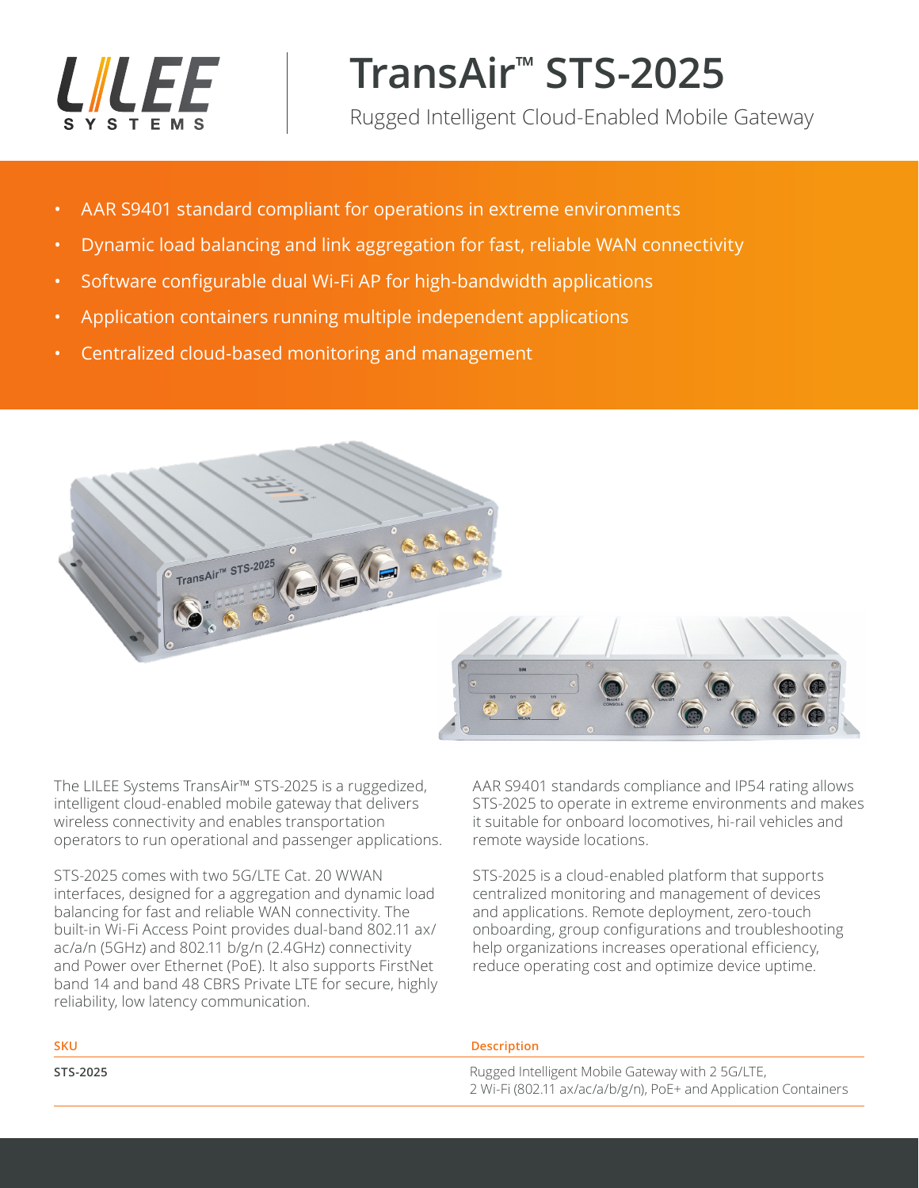# TransAir™ STS-2025

Rugged Intelligent Cloud-Enabled Mobile Gateway

- AAR S9401 standard compliant for operations in extreme environments
- Dynamic load balancing and link aggregation for fast, reliable WAN connectivity
- Software configurable dual Wi-Fi AP for high-bandwidth applications
- Application containers running multiple independent applications
- Centralized cloud-based monitoring and management

The LILEE Systems TransAir™ STS-2025 is a ruggedized, intelligent cloud-enabled mobile gateway that delivers wireless connectivity and enables transportation operators to run operational and passenger applications.

STS-2025 comes with two 5G/LTE Cat. 20 WWAN interfaces, designed for a aggregation and dynamic load balancing for fast and reliable WAN connectivity. The built-in Wi-Fi Access Point provides dual-band 802.11 ax/ac/a/n (5GHz) and 802.11 b/g/n (2.4GHz) connectivity and Power over Ethernet (PoE). It also supports FirstNet band 14 and band 48 CBRS Private LTE for secure, highly reliability, low latency communication.

AAR S9401 standards compliance and IP54 rating allows STS-2025 to operate in extreme environments and makes it suitable for onboard locomotives, hi-rail vehicles and remote wayside locations.

STS-2025 is a cloud-enabled platform that supports centralized monitoring and management of devices and applications. Remote deployment, zero-touch onboarding, group configurations and troubleshooting help organizations increases operational efficiency, reduce operating cost and optimize device uptime.

| SKU | Description |
|---|---|
| **STS-2025** | Rugged Intelligent Mobile Gateway with 2 5G/LTE, 2 Wi-Fi (802.11 ax/ac/a/b/g/n), PoE+ and Application Containers |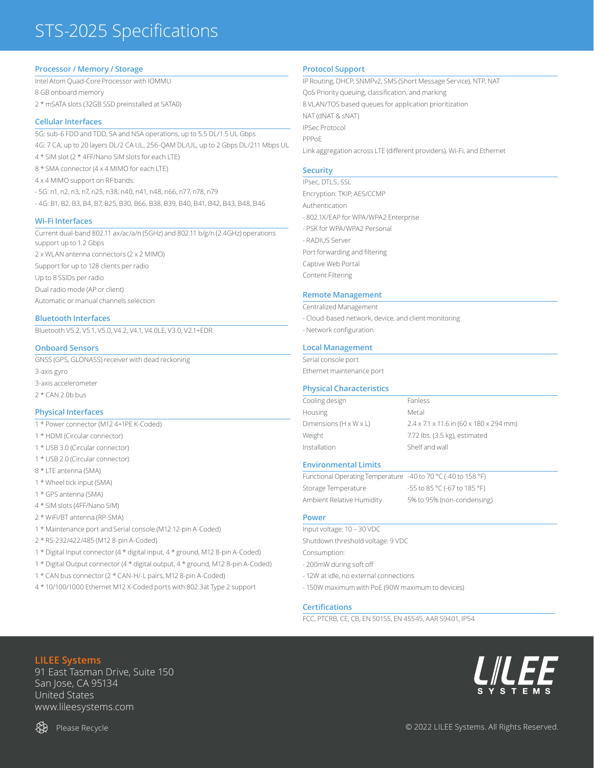# STS-2025 Specifications

## Processor / Memory / Storage

Intel Atom Quad-Core Processor with IOMMU
8 GB onboard memory
2 * mSATA slots (32GB SSD preinstalled at SATA0)

## Cellular Interfaces

5G: sub-6 FDD and TDD, SA and NSA operations, up to 5.5 DL/1.5 UL Gbps
4G: 7 CA, up to 20 layers DL/2 CA UL, 256-QAM DL/UL, up to 2 Gbps DL/211 Mbps UL
4 * SIM slot (2 * 4FF/Nano SIM slots for each LTE)
8 * SMA connector (4 x 4 MIMO for each LTE)
4 x 4 MIMO support on RF bands:
- 5G: n1, n2, n3, n7, n25, n38, n40, n41, n48, n66, n77, n78, n79
- 4G: B1, B2, B3, B4, B7, B25, B30, B66, B38, B39, B40, B41, B42, B43, B48, B46

## Wi-Fi Interfaces

Current dual-band 802.11 ax/ac/a/n (5GHz) and 802.11 b/g/n (2.4GHz) operations support up to 1.2 Gbps
2 x WLAN antenna connectors (2 x 2 MIMO)
Support for up to 128 clients per radio
Up to 8 SSIDs per radio
Dual radio mode (AP or client)
Automatic or manual channels selection

## Bluetooth Interfaces

Bluetooth V5.2, V5.1, V5.0, V4.2, V4.1, V4.0LE, V3.0, V2.1+EDR

## Onboard Sensors

GNSS (GPS, GLONASS) receiver with dead reckoning
3-axis gyro
3-axis accelerometer
2 * CAN 2.0b bus

## Physical Interfaces

1 * Power connector (M12 4+1PE K-Coded)
1 * HDMI (Circular connector)
1 * USB 3.0 (Circular connector)
1 * USB 2.0 (Circular connector)
8 * LTE antenna (SMA)
1 * Wheel tick input (SMA)
1 * GPS antenna (SMA)
4 * SIM slots (4FF/Nano SIM)
2 * WiFi/BT antenna (RP-SMA)
1 * Maintenance port and Serial console (M12 12-pin A-Coded)
2 * RS-232/422/485 (M12 8-pin A-Coded)
1 * Digital Input connector (4 * digital input, 4 * ground, M12 8-pin A-Coded)
1 * Digital Output connector (4 * digital output, 4 * ground, M12 8-pin A-Coded)
1 * CAN bus connector (2 * CAN-H/-L pairs, M12 8-pin A-Coded)
4 * 10/100/1000 Ethernet M12 X-Coded ports with 802.3at Type 2 support

## Protocol Support

IP Routing, DHCP, SNMPv2, SMS (Short Message Service), NTP, NAT
QoS Priority queuing, classification, and marking
8 VLAN/TOS based queues for application prioritization
NAT (dNAT & sNAT)
IPSec Protocol
PPPoE
Link aggregation across LTE (different providers), Wi-Fi, and Ethernet

## Security

IPsec, DTLS, SSL
Encryption: TKIP, AES/CCMP
Authentication
- 802.1X/EAP for WPA/WPA2 Enterprise
- PSK for WPA/WPA2 Personal
- RADIUS Server

Port forwarding and filtering
Captive Web Portal
Content Filtering

## Remote Management

Centralized Management
- Cloud-based network, device, and client monitoring
- Network configuration

## Local Management

Serial console port
Ethernet maintenance port

## Physical Characteristics

| | |
|---|---|
| Cooling design | Fanless |
| Housing | Metal |
| Dimensions (H x W x L) | 2.4 x 7.1 x 11.6 in (60 x 180 x 294 mm) |
| Weight | 7.72 lbs. (3.5 kg), estimated |
| Installation | Shelf and wall |

## Environmental Limits

| | |
|---|---|
| Functional Operating Temperature | -40 to 70 °C (-40 to 158 °F) |
| Storage Temperature | -55 to 85 °C (-67 to 185 °F) |
| Ambient Relative Humidity | 5% to 95% (non-condensing) |

## Power

Input voltage: 10 – 30 VDC
Shutdown threshold voltage: 9 VDC
Consumption:
- 200mW during soft off
- 12W at idle, no external connections
- 150W maximum with PoE (90W maximum to devices)

## Certifications

FCC, PTCRB, CE, CB, EN 50155, EN 45545, AAR S9401, IP54

**LILEE Systems**
91 East Tasman Drive, Suite 150
San Jose, CA 95134
United States
www.lileesystems.com

Please Recycle

© 2022 LILEE Systems. All Rights Reserved.